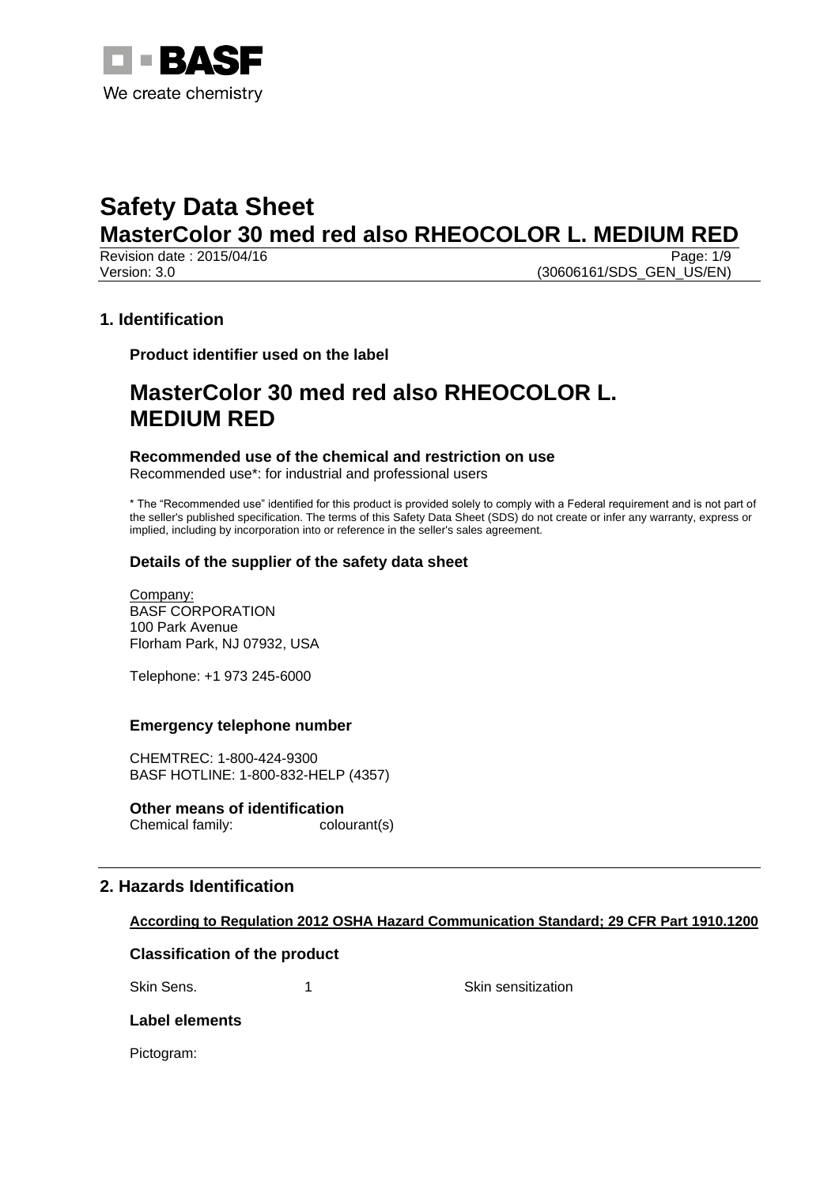# Safety Data Sheet

## MasterColor 30 med red also RHEOCOLOR L. MEDIUM RED

Revision date : 2015/04/16
Version: 3.0 (30606161/SDS_GEN_US/EN)

## 1. Identification

**Product identifier used on the label**

# MasterColor 30 med red also RHEOCOLOR L. MEDIUM RED

**Recommended use of the chemical and restriction on use**

Recommended use*: for industrial and professional users

* The "Recommended use" identified for this product is provided solely to comply with a Federal requirement and is not part of the seller's published specification. The terms of this Safety Data Sheet (SDS) do not create or infer any warranty, express or implied, including by incorporation into or reference in the seller's sales agreement.

**Details of the supplier of the safety data sheet**

Company:
BASF CORPORATION
100 Park Avenue
Florham Park, NJ 07932, USA

Telephone: +1 973 245-6000

**Emergency telephone number**

CHEMTREC: 1-800-424-9300
BASF HOTLINE: 1-800-832-HELP (4357)

**Other means of identification**

Chemical family: colourant(s)

## 2. Hazards Identification

**According to Regulation 2012 OSHA Hazard Communication Standard; 29 CFR Part 1910.1200**

**Classification of the product**

| | | |
|---|---|---|
| Skin Sens. | 1 | Skin sensitization |

**Label elements**

Pictogram: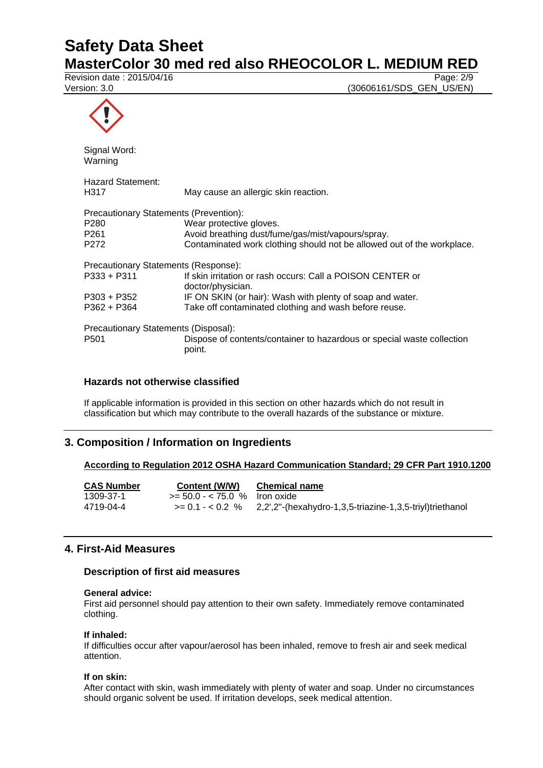Signal Word:
Warning

Hazard Statement:

| | |
|---|---|
| H317 | May cause an allergic skin reaction. |

Precautionary Statements (Prevention):

| | |
|---|---|
| P280 | Wear protective gloves. |
| P261 | Avoid breathing dust/fume/gas/mist/vapours/spray. |
| P272 | Contaminated work clothing should not be allowed out of the workplace. |

Precautionary Statements (Response):

| | |
|---|---|
| P333 + P311 | If skin irritation or rash occurs: Call a POISON CENTER or doctor/physician. |
| P303 + P352 | IF ON SKIN (or hair): Wash with plenty of soap and water. |
| P362 + P364 | Take off contaminated clothing and wash before reuse. |

Precautionary Statements (Disposal):

| | |
|---|---|
| P501 | Dispose of contents/container to hazardous or special waste collection point. |

### Hazards not otherwise classified

If applicable information is provided in this section on other hazards which do not result in classification but which may contribute to the overall hazards of the substance or mixture.

## 3. Composition / Information on Ingredients

**According to Regulation 2012 OSHA Hazard Communication Standard; 29 CFR Part 1910.1200**

| CAS Number | Content (W/W) | Chemical name |
|---|---|---|
| 1309-37-1 | >= 50.0 - < 75.0 % | Iron oxide |
| 4719-04-4 | >= 0.1 - < 0.2 % | 2,2',2''-(hexahydro-1,3,5-triazine-1,3,5-triyl)triethanol |

## 4. First-Aid Measures

### Description of first aid measures

**General advice:**
First aid personnel should pay attention to their own safety. Immediately remove contaminated clothing.

**If inhaled:**
If difficulties occur after vapour/aerosol has been inhaled, remove to fresh air and seek medical attention.

**If on skin:**
After contact with skin, wash immediately with plenty of water and soap. Under no circumstances should organic solvent be used. If irritation develops, seek medical attention.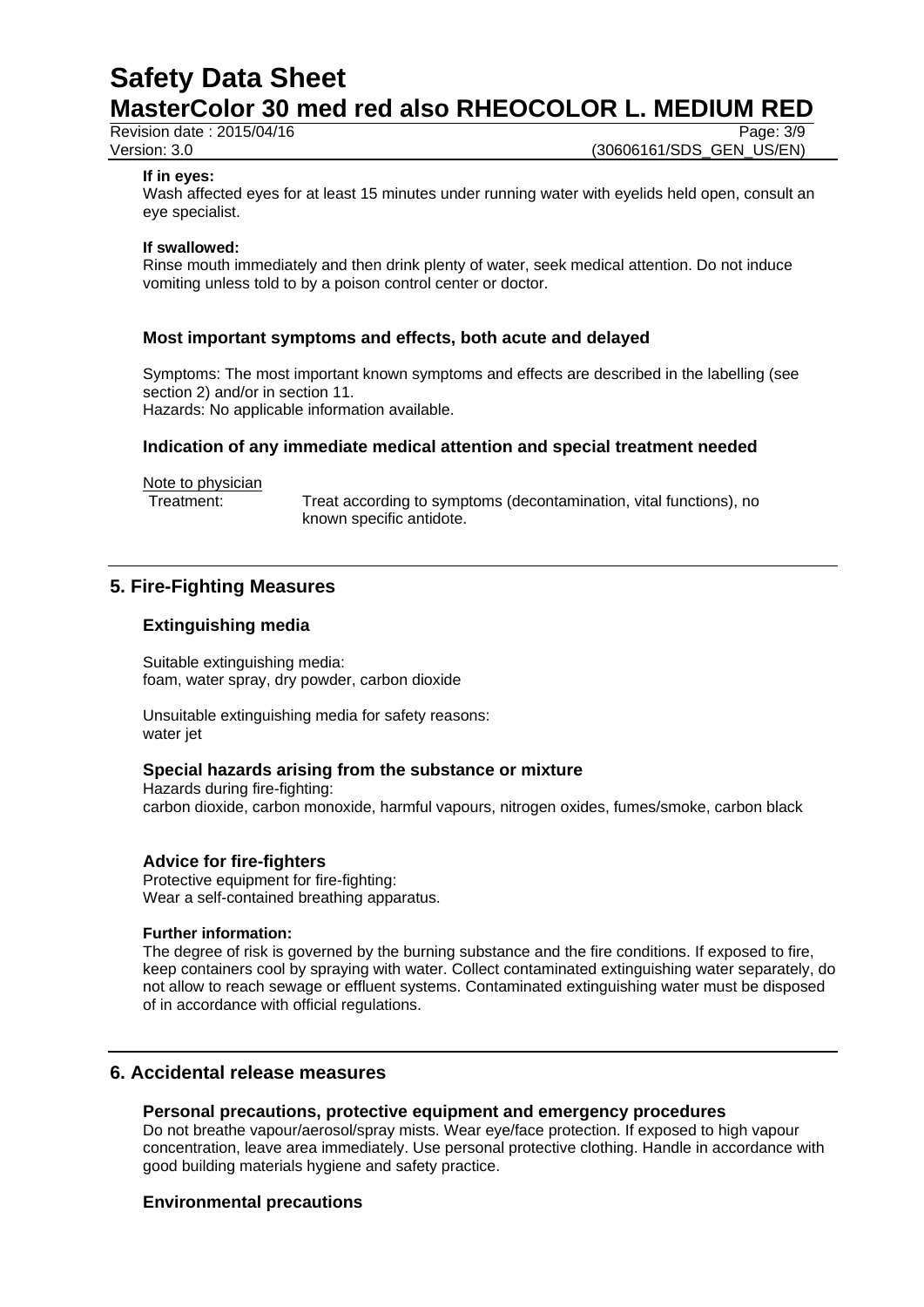**If in eyes:**
Wash affected eyes for at least 15 minutes under running water with eyelids held open, consult an eye specialist.

**If swallowed:**
Rinse mouth immediately and then drink plenty of water, seek medical attention. Do not induce vomiting unless told to by a poison control center or doctor.

### Most important symptoms and effects, both acute and delayed

Symptoms: The most important known symptoms and effects are described in the labelling (see section 2) and/or in section 11.
Hazards: No applicable information available.

### Indication of any immediate medical attention and special treatment needed

Note to physician

Treatment: Treat according to symptoms (decontamination, vital functions), no known specific antidote.

## 5. Fire-Fighting Measures

### Extinguishing media

Suitable extinguishing media:
foam, water spray, dry powder, carbon dioxide

Unsuitable extinguishing media for safety reasons:
water jet

### Special hazards arising from the substance or mixture

Hazards during fire-fighting:
carbon dioxide, carbon monoxide, harmful vapours, nitrogen oxides, fumes/smoke, carbon black

### Advice for fire-fighters

Protective equipment for fire-fighting:
Wear a self-contained breathing apparatus.

**Further information:**
The degree of risk is governed by the burning substance and the fire conditions. If exposed to fire, keep containers cool by spraying with water. Collect contaminated extinguishing water separately, do not allow to reach sewage or effluent systems. Contaminated extinguishing water must be disposed of in accordance with official regulations.

## 6. Accidental release measures

### Personal precautions, protective equipment and emergency procedures

Do not breathe vapour/aerosol/spray mists. Wear eye/face protection. If exposed to high vapour concentration, leave area immediately. Use personal protective clothing. Handle in accordance with good building materials hygiene and safety practice.

### Environmental precautions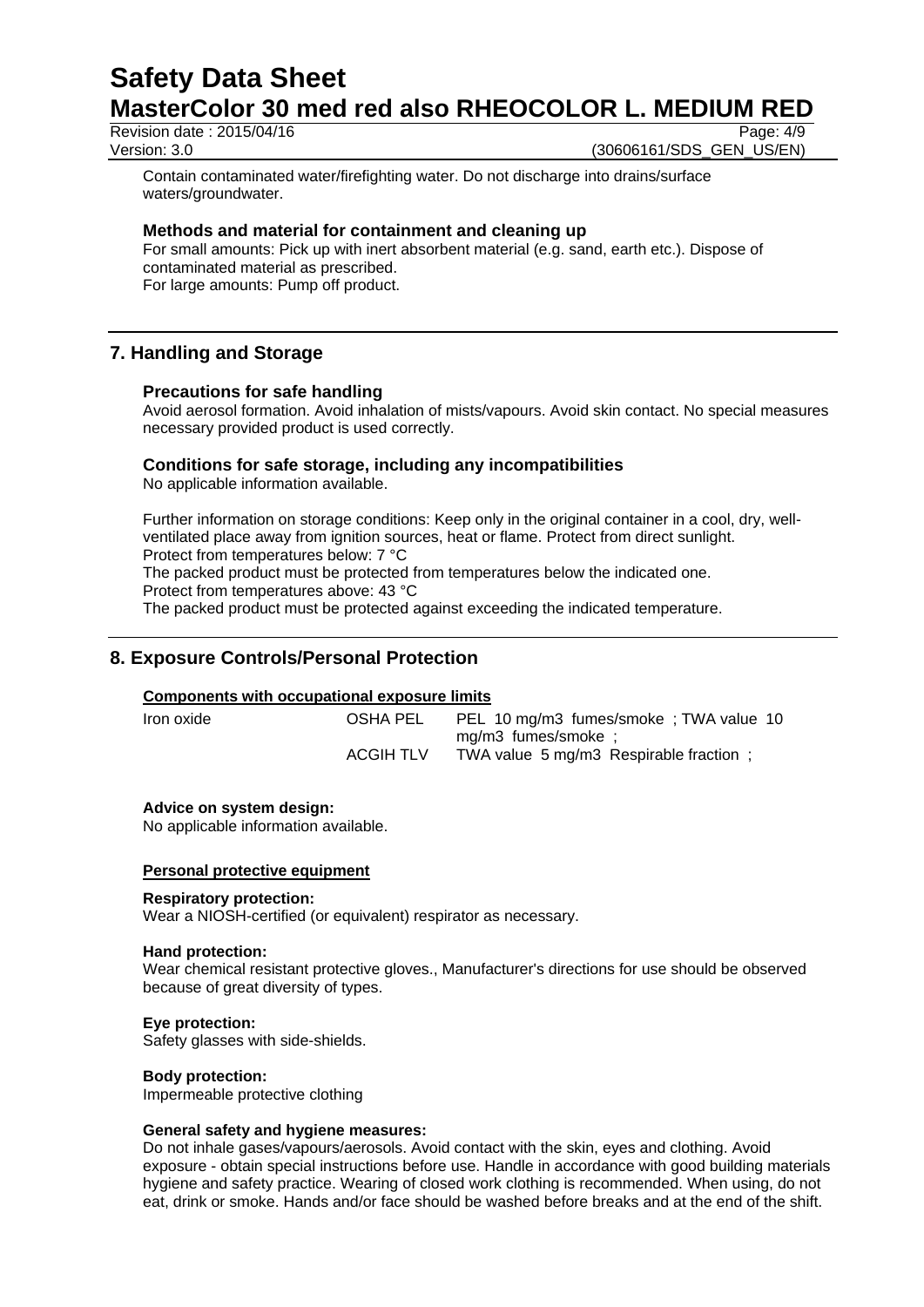Contain contaminated water/firefighting water. Do not discharge into drains/surface waters/groundwater.

### Methods and material for containment and cleaning up

For small amounts: Pick up with inert absorbent material (e.g. sand, earth etc.). Dispose of contaminated material as prescribed.
For large amounts: Pump off product.

## 7. Handling and Storage

### Precautions for safe handling

Avoid aerosol formation. Avoid inhalation of mists/vapours. Avoid skin contact. No special measures necessary provided product is used correctly.

### Conditions for safe storage, including any incompatibilities

No applicable information available.

Further information on storage conditions: Keep only in the original container in a cool, dry, well-ventilated place away from ignition sources, heat or flame. Protect from direct sunlight.
Protect from temperatures below: 7 °C
The packed product must be protected from temperatures below the indicated one.
Protect from temperatures above: 43 °C
The packed product must be protected against exceeding the indicated temperature.

## 8. Exposure Controls/Personal Protection

**Components with occupational exposure limits**

| | | |
|---|---|---|
| Iron oxide | OSHA PEL | PEL 10 mg/m3 fumes/smoke ; TWA value 10 mg/m3 fumes/smoke ; |
| | ACGIH TLV | TWA value 5 mg/m3 Respirable fraction ; |

**Advice on system design:**
No applicable information available.

**Personal protective equipment**

**Respiratory protection:**
Wear a NIOSH-certified (or equivalent) respirator as necessary.

**Hand protection:**
Wear chemical resistant protective gloves., Manufacturer's directions for use should be observed because of great diversity of types.

**Eye protection:**
Safety glasses with side-shields.

**Body protection:**
Impermeable protective clothing

**General safety and hygiene measures:**
Do not inhale gases/vapours/aerosols. Avoid contact with the skin, eyes and clothing. Avoid exposure - obtain special instructions before use. Handle in accordance with good building materials hygiene and safety practice. Wearing of closed work clothing is recommended. When using, do not eat, drink or smoke. Hands and/or face should be washed before breaks and at the end of the shift.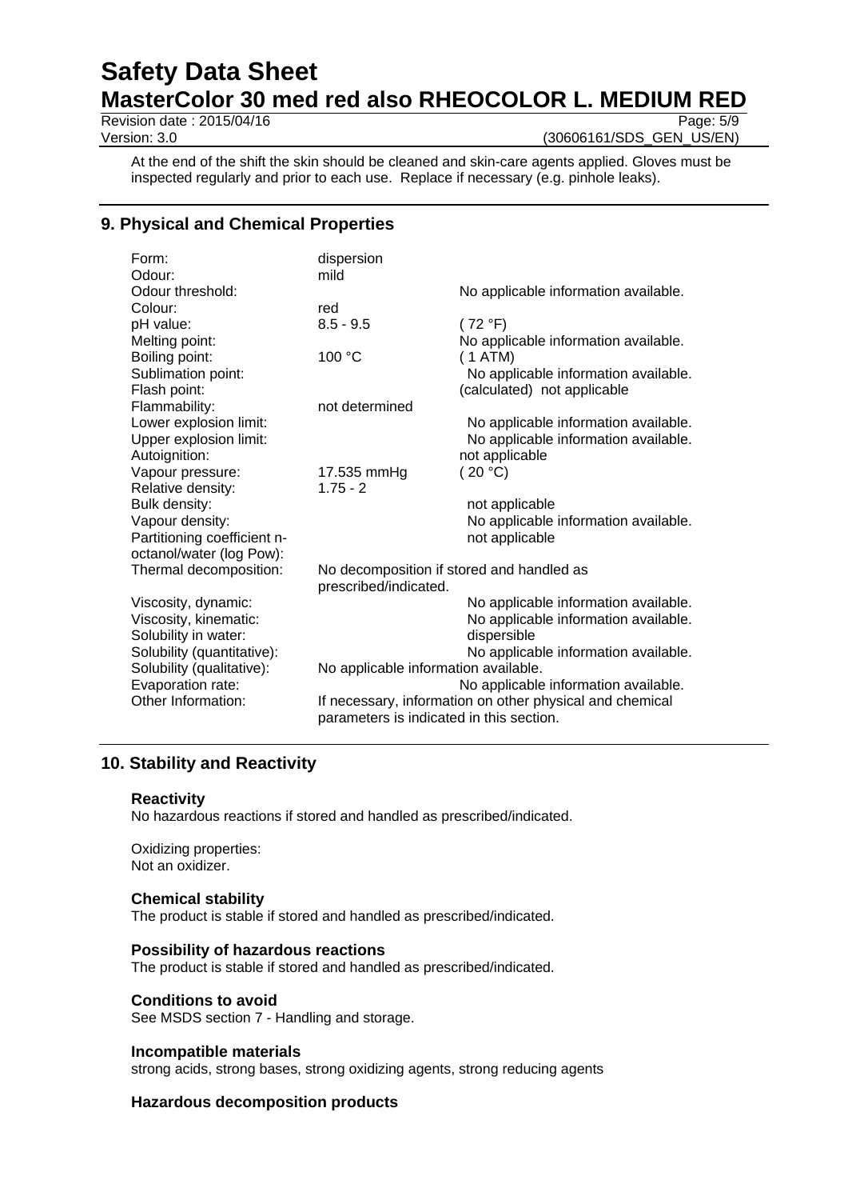At the end of the shift the skin should be cleaned and skin-care agents applied. Gloves must be inspected regularly and prior to each use. Replace if necessary (e.g. pinhole leaks).

## 9. Physical and Chemical Properties

| | | |
|---|---|---|
| Form: | dispersion | |
| Odour: | mild | |
| Odour threshold: | | No applicable information available. |
| Colour: | red | |
| pH value: | 8.5 - 9.5 | ( 72 °F) |
| Melting point: | | No applicable information available. |
| Boiling point: | 100 °C | ( 1 ATM) |
| Sublimation point: | | No applicable information available. |
| Flash point: | | (calculated) not applicable |
| Flammability: | not determined | |
| Lower explosion limit: | | No applicable information available. |
| Upper explosion limit: | | No applicable information available. |
| Autoignition: | | not applicable |
| Vapour pressure: | 17.535 mmHg | ( 20 °C) |
| Relative density: | 1.75 - 2 | |
| Bulk density: | | not applicable |
| Vapour density: | | No applicable information available. |
| Partitioning coefficient n-octanol/water (log Pow): | | not applicable |
| Thermal decomposition: | No decomposition if stored and handled as prescribed/indicated. | |
| Viscosity, dynamic: | | No applicable information available. |
| Viscosity, kinematic: | | No applicable information available. |
| Solubility in water: | | dispersible |
| Solubility (quantitative): | | No applicable information available. |
| Solubility (qualitative): | No applicable information available. | |
| Evaporation rate: | | No applicable information available. |
| Other Information: | If necessary, information on other physical and chemical parameters is indicated in this section. | |

## 10. Stability and Reactivity

### Reactivity

No hazardous reactions if stored and handled as prescribed/indicated.

Oxidizing properties:
Not an oxidizer.

### Chemical stability

The product is stable if stored and handled as prescribed/indicated.

### Possibility of hazardous reactions

The product is stable if stored and handled as prescribed/indicated.

### Conditions to avoid

See MSDS section 7 - Handling and storage.

### Incompatible materials

strong acids, strong bases, strong oxidizing agents, strong reducing agents

### Hazardous decomposition products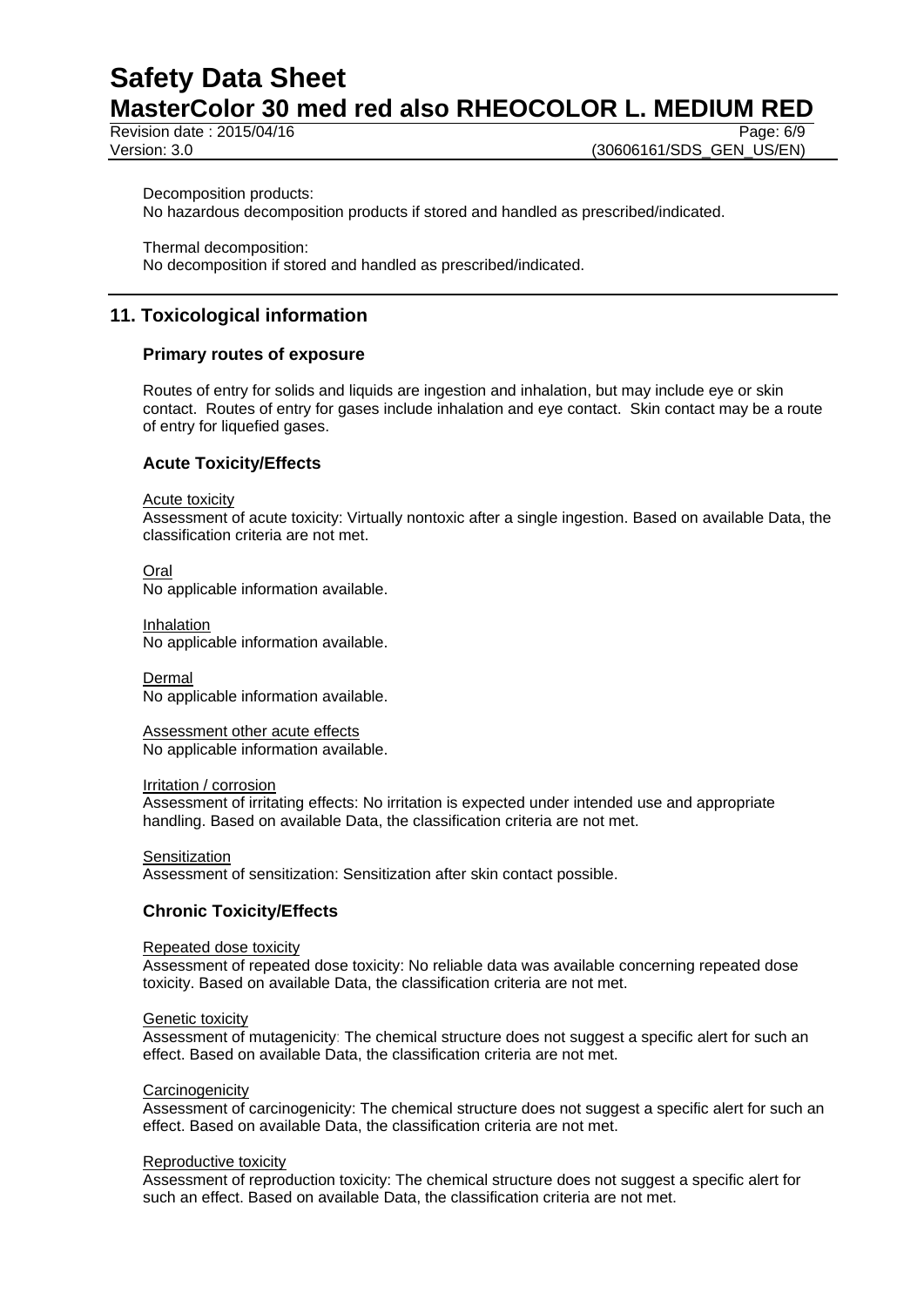Decomposition products:
No hazardous decomposition products if stored and handled as prescribed/indicated.

Thermal decomposition:
No decomposition if stored and handled as prescribed/indicated.

## 11. Toxicological information

### Primary routes of exposure

Routes of entry for solids and liquids are ingestion and inhalation, but may include eye or skin contact. Routes of entry for gases include inhalation and eye contact. Skin contact may be a route of entry for liquefied gases.

### Acute Toxicity/Effects

Acute toxicity
Assessment of acute toxicity: Virtually nontoxic after a single ingestion. Based on available Data, the classification criteria are not met.

Oral
No applicable information available.

Inhalation
No applicable information available.

Dermal
No applicable information available.

Assessment other acute effects
No applicable information available.

Irritation / corrosion
Assessment of irritating effects: No irritation is expected under intended use and appropriate handling. Based on available Data, the classification criteria are not met.

Sensitization
Assessment of sensitization: Sensitization after skin contact possible.

### Chronic Toxicity/Effects

Repeated dose toxicity
Assessment of repeated dose toxicity: No reliable data was available concerning repeated dose toxicity. Based on available Data, the classification criteria are not met.

Genetic toxicity
Assessment of mutagenicity: The chemical structure does not suggest a specific alert for such an effect. Based on available Data, the classification criteria are not met.

Carcinogenicity
Assessment of carcinogenicity: The chemical structure does not suggest a specific alert for such an effect. Based on available Data, the classification criteria are not met.

Reproductive toxicity
Assessment of reproduction toxicity: The chemical structure does not suggest a specific alert for such an effect. Based on available Data, the classification criteria are not met.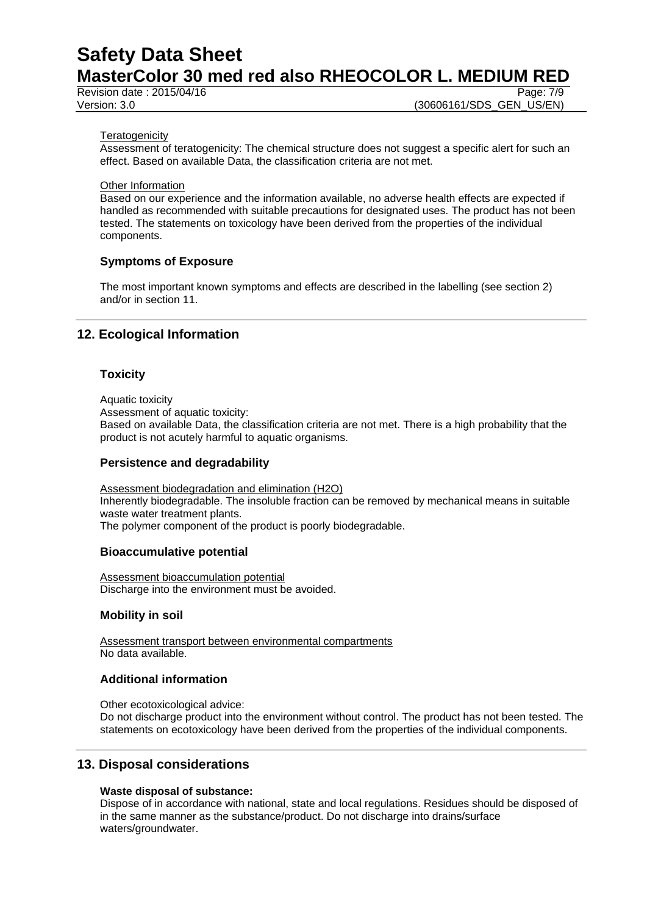Teratogenicity

Assessment of teratogenicity: The chemical structure does not suggest a specific alert for such an effect. Based on available Data, the classification criteria are not met.

Other Information

Based on our experience and the information available, no adverse health effects are expected if handled as recommended with suitable precautions for designated uses. The product has not been tested. The statements on toxicology have been derived from the properties of the individual components.

### Symptoms of Exposure

The most important known symptoms and effects are described in the labelling (see section 2) and/or in section 11.

## 12. Ecological Information

### Toxicity

Aquatic toxicity
Assessment of aquatic toxicity:
Based on available Data, the classification criteria are not met. There is a high probability that the product is not acutely harmful to aquatic organisms.

### Persistence and degradability

Assessment biodegradation and elimination ($H_2O$)
Inherently biodegradable. The insoluble fraction can be removed by mechanical means in suitable waste water treatment plants.
The polymer component of the product is poorly biodegradable.

### Bioaccumulative potential

Assessment bioaccumulation potential
Discharge into the environment must be avoided.

### Mobility in soil

Assessment transport between environmental compartments
No data available.

### Additional information

Other ecotoxicological advice:
Do not discharge product into the environment without control. The product has not been tested. The statements on ecotoxicology have been derived from the properties of the individual components.

## 13. Disposal considerations

**Waste disposal of substance:**
Dispose of in accordance with national, state and local regulations. Residues should be disposed of in the same manner as the substance/product. Do not discharge into drains/surface waters/groundwater.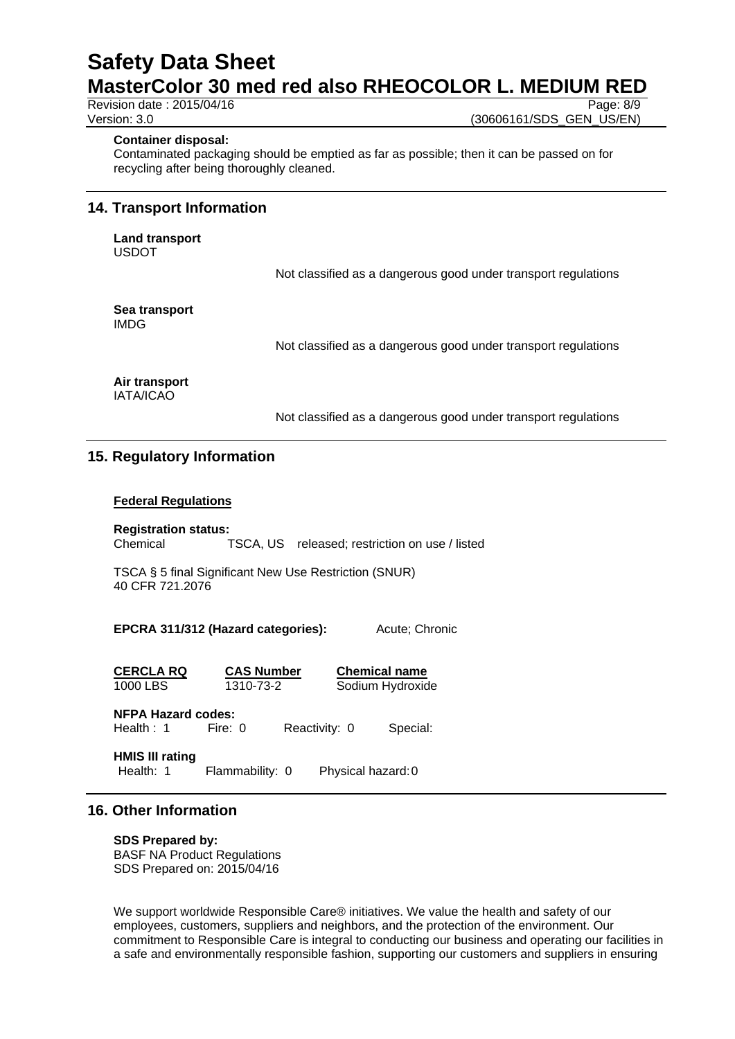**Container disposal:**
Contaminated packaging should be emptied as far as possible; then it can be passed on for recycling after being thoroughly cleaned.

## 14. Transport Information

**Land transport**
USDOT

Not classified as a dangerous good under transport regulations

**Sea transport**
IMDG

Not classified as a dangerous good under transport regulations

**Air transport**
IATA/ICAO

Not classified as a dangerous good under transport regulations

## 15. Regulatory Information

**Federal Regulations**

**Registration status:**
Chemical TSCA, US released; restriction on use / listed

TSCA § 5 final Significant New Use Restriction (SNUR)
40 CFR 721.2076

**EPCRA 311/312 (Hazard categories):** Acute; Chronic

| CERCLA RQ | CAS Number | Chemical name |
| --- | --- | --- |
| 1000 LBS | 1310-73-2 | Sodium Hydroxide |

**NFPA Hazard codes:**
Health : 1 Fire: 0 Reactivity: 0 Special:

**HMIS III rating**
Health: 1 Flammability: 0 Physical hazard: 0

## 16. Other Information

**SDS Prepared by:**
BASF NA Product Regulations
SDS Prepared on: 2015/04/16

We support worldwide Responsible Care® initiatives. We value the health and safety of our employees, customers, suppliers and neighbors, and the protection of the environment. Our commitment to Responsible Care is integral to conducting our business and operating our facilities in a safe and environmentally responsible fashion, supporting our customers and suppliers in ensuring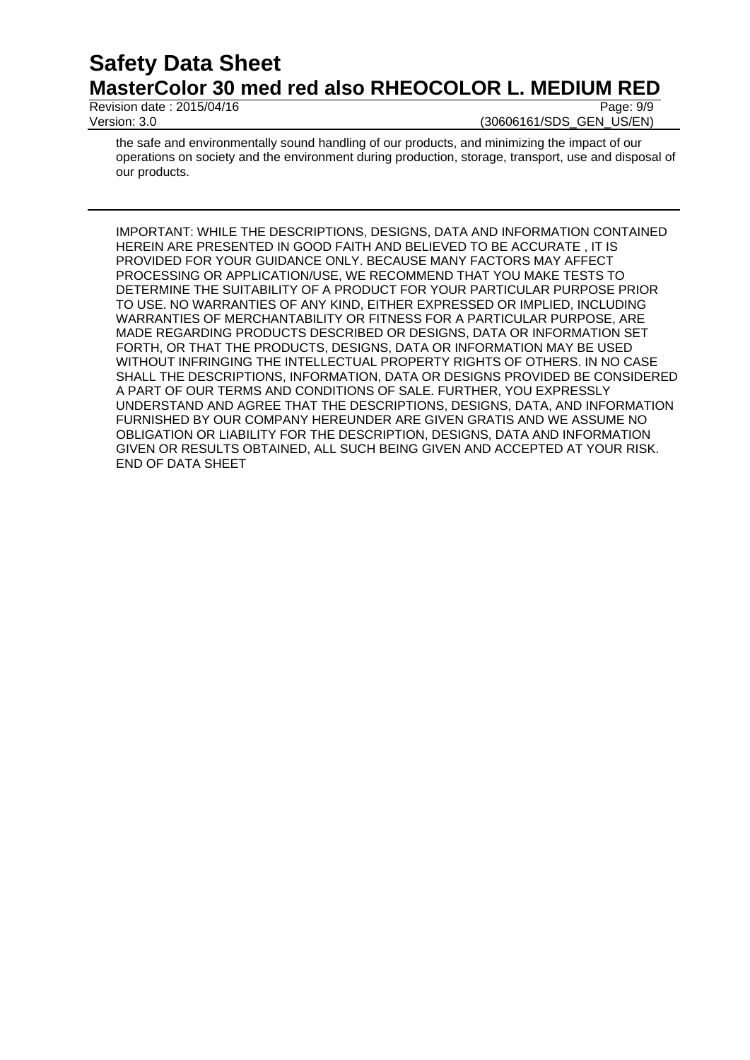the safe and environmentally sound handling of our products, and minimizing the impact of our operations on society and the environment during production, storage, transport, use and disposal of our products.

---

IMPORTANT: WHILE THE DESCRIPTIONS, DESIGNS, DATA AND INFORMATION CONTAINED HEREIN ARE PRESENTED IN GOOD FAITH AND BELIEVED TO BE ACCURATE , IT IS PROVIDED FOR YOUR GUIDANCE ONLY. BECAUSE MANY FACTORS MAY AFFECT PROCESSING OR APPLICATION/USE, WE RECOMMEND THAT YOU MAKE TESTS TO DETERMINE THE SUITABILITY OF A PRODUCT FOR YOUR PARTICULAR PURPOSE PRIOR TO USE. NO WARRANTIES OF ANY KIND, EITHER EXPRESSED OR IMPLIED, INCLUDING WARRANTIES OF MERCHANTABILITY OR FITNESS FOR A PARTICULAR PURPOSE, ARE MADE REGARDING PRODUCTS DESCRIBED OR DESIGNS, DATA OR INFORMATION SET FORTH, OR THAT THE PRODUCTS, DESIGNS, DATA OR INFORMATION MAY BE USED WITHOUT INFRINGING THE INTELLECTUAL PROPERTY RIGHTS OF OTHERS. IN NO CASE SHALL THE DESCRIPTIONS, INFORMATION, DATA OR DESIGNS PROVIDED BE CONSIDERED A PART OF OUR TERMS AND CONDITIONS OF SALE. FURTHER, YOU EXPRESSLY UNDERSTAND AND AGREE THAT THE DESCRIPTIONS, DESIGNS, DATA, AND INFORMATION FURNISHED BY OUR COMPANY HEREUNDER ARE GIVEN GRATIS AND WE ASSUME NO OBLIGATION OR LIABILITY FOR THE DESCRIPTION, DESIGNS, DATA AND INFORMATION GIVEN OR RESULTS OBTAINED, ALL SUCH BEING GIVEN AND ACCEPTED AT YOUR RISK.
END OF DATA SHEET